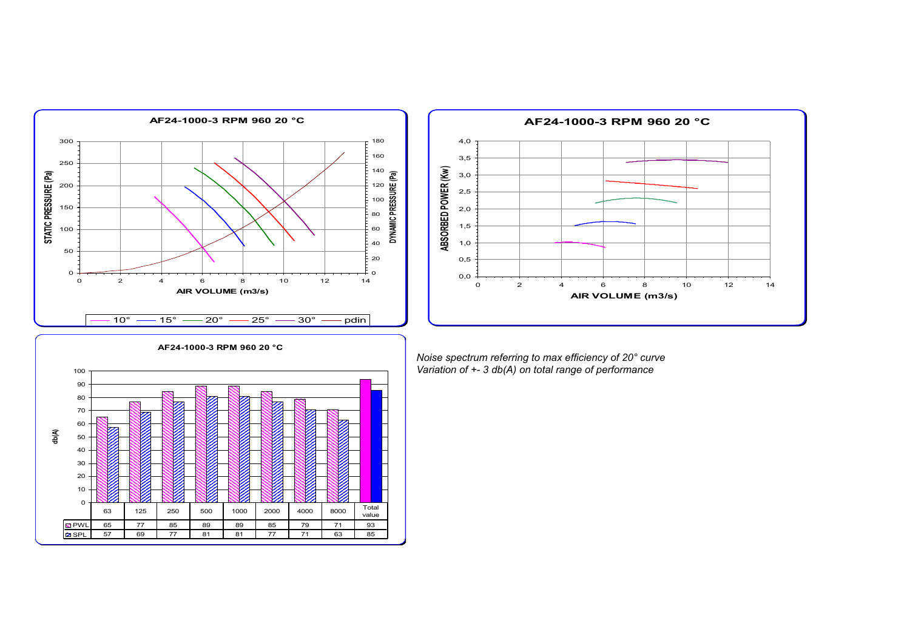## AF24-1000-3 RPM 960 20 °C

STATIC PRESSURE (Pa) / DYNAMIC PRESSURE (Pa) vs AIR VOLUME (m3/s)

10° — 15° — 20° — 25° — 30° — pdin

## AF24-1000-3 RPM 960 20 °C

ABSORBED POWER (Kw) vs AIR VOLUME (m3/s)

## AF24-1000-3 RPM 960 20 °C

db(A)

| | 63 | 125 | 250 | 500 | 1000 | 2000 | 4000 | 8000 | Total value |
|---|---|---|---|---|---|---|---|---|---|
| PWL | 65 | 77 | 85 | 89 | 89 | 85 | 79 | 71 | 93 |
| SPL | 57 | 69 | 77 | 81 | 81 | 77 | 71 | 63 | 85 |

*Noise spectrum referring to max efficiency of 20° curve*
*Variation of +- 3 db(A) on total range of performance*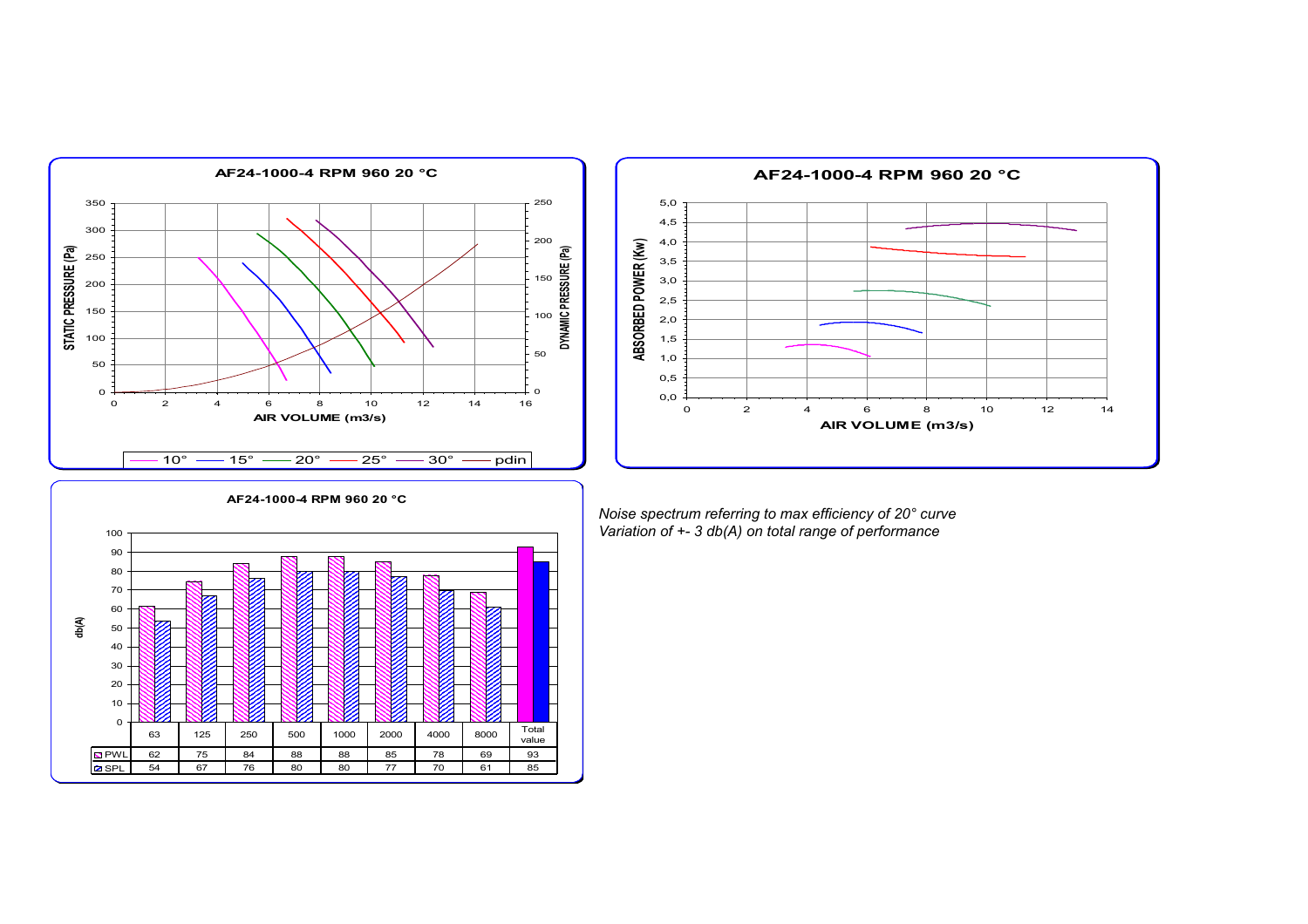**AF24-1000-4 RPM 960 20 °C**

**AF24-1000-4 RPM 960 20 °C**

**AF24-1000-4 RPM 960 20 °C**

| | 63 | 125 | 250 | 500 | 1000 | 2000 | 4000 | 8000 | Total value |
|---|---|---|---|---|---|---|---|---|---|
| PWL | 62 | 75 | 84 | 88 | 88 | 85 | 78 | 69 | 93 |
| SPL | 54 | 67 | 76 | 80 | 80 | 77 | 70 | 61 | 85 |

*Noise spectrum referring to max efficiency of 20° curve*
*Variation of +- 3 db(A) on total range of performance*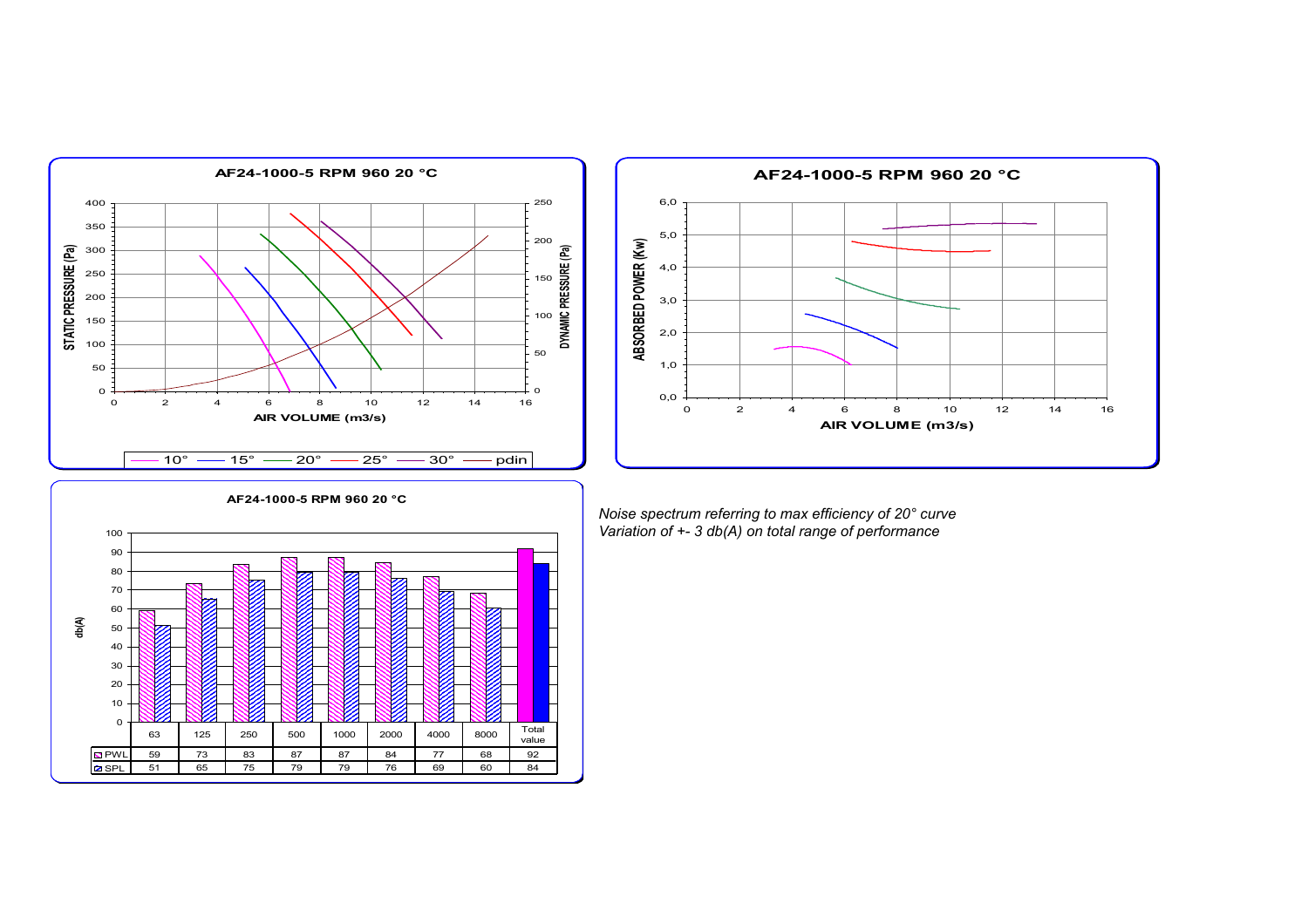**AF24-1000-5 RPM 960 20 °C**

STATIC PRESSURE (Pa) / DYNAMIC PRESSURE (Pa) vs AIR VOLUME (m3/s)

Legend: 10° — 15° — 20° — 25° — 30° — pdin

**AF24-1000-5 RPM 960 20 °C**

ABSORBED POWER (Kw) vs AIR VOLUME (m3/s)

**AF24-1000-5 RPM 960 20 °C**

| db(A) | 63 | 125 | 250 | 500 | 1000 | 2000 | 4000 | 8000 | Total value |
|---|---|---|---|---|---|---|---|---|---|
| PWL | 59 | 73 | 83 | 87 | 87 | 84 | 77 | 68 | 92 |
| SPL | 51 | 65 | 75 | 79 | 79 | 76 | 69 | 60 | 84 |

*Noise spectrum referring to max efficiency of 20° curve*
*Variation of +- 3 db(A) on total range of performance*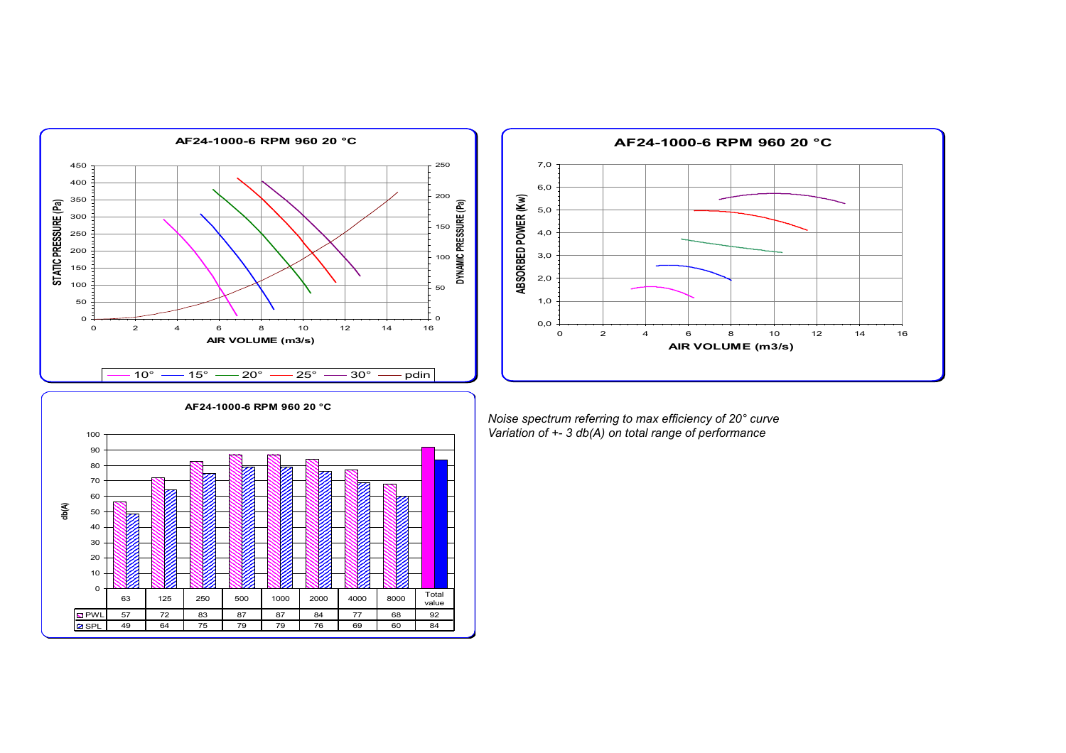AF24-1000-6 RPM 960 20 °C

STATIC PRESSURE (Pa)

DYNAMIC PRESSURE (Pa)

AIR VOLUME (m3/s)

0 50 100 150 200 250 300 350 400 450

0 50 100 150 200 250

0 2 4 6 8 10 12 14 16

10° 15° 20° 25° 30° pdin

AF24-1000-6 RPM 960 20 °C

ABSORBED POWER (Kw)

AIR VOLUME (m3/s)

0,0 1,0 2,0 3,0 4,0 5,0 6,0 7,0

0 2 4 6 8 10 12 14 16

AF24-1000-6 RPM 960 20 °C

db(A)

0 10 20 30 40 50 60 70 80 90 100

| | 63 | 125 | 250 | 500 | 1000 | 2000 | 4000 | 8000 | Total value |
|---|---|---|---|---|---|---|---|---|---|
| PWL | 57 | 72 | 83 | 87 | 87 | 84 | 77 | 68 | 92 |
| SPL | 49 | 64 | 75 | 79 | 79 | 76 | 69 | 60 | 84 |

*Noise spectrum referring to max efficiency of 20° curve*
*Variation of +- 3 db(A) on total range of performance*